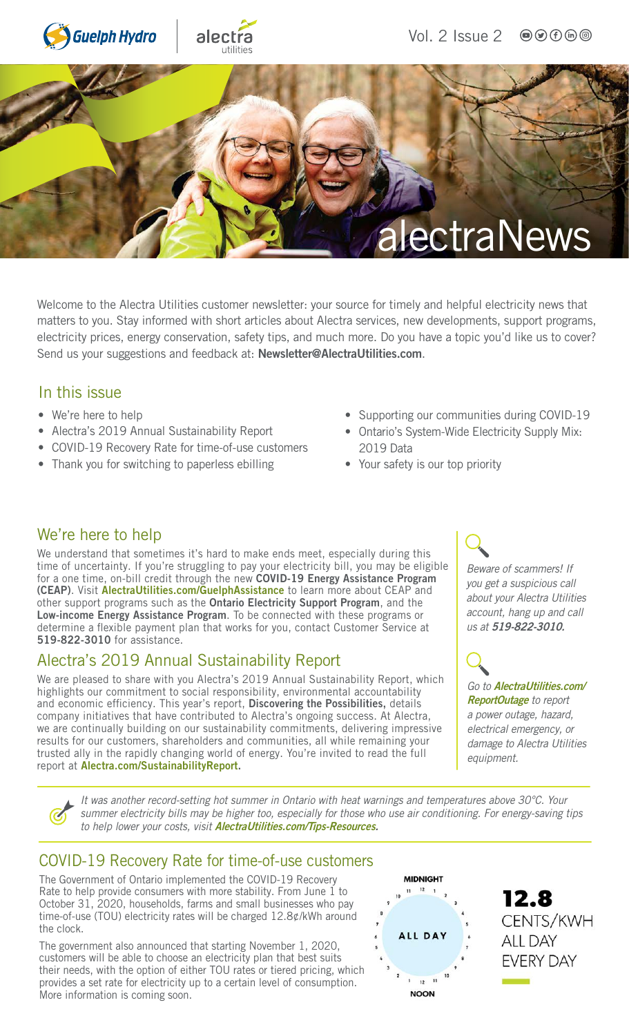# alectraNews

Welcome to the Alectra Utilities customer newsletter: your source for timely and helpful electricity news that matters to you. Stay informed with short articles about Alectra services, new developments, support programs, electricity prices, energy conservation, safety tips, and much more. Do you have a topic you'd like us to cover? Send us your suggestions and feedback at: **Newsletter@AlectraUtilities.com**.

## In this issue

- We're here to help
- Alectra's 2019 Annual Sustainability Report
- COVID-19 Recovery Rate for time-of-use customers
- Thank you for switching to paperless ebilling
- Supporting our communities during COVID-19
- Ontario's System-Wide Electricity Supply Mix: 2019 Data
- Your safety is our top priority

## We're here to help

We understand that sometimes it's hard to make ends meet, especially during this time of uncertainty. If you're struggling to pay your electricity bill, you may be eligible for a one time, on-bill credit through the new **COVID-19 Energy Assistance Program (CEAP)**. Visit **AlectraUtilities.com/GuelphAssistance** to learn more about CEAP and other support programs such as the **Ontario Electricity Support Program**, and the **Low-income Energy Assistance Program**. To be connected with these programs or determine a flexible payment plan that works for you, contact Customer Service at **519-822-3010** for assistance.

## Alectra's 2019 Annual Sustainability Report

We are pleased to share with you Alectra's 2019 Annual Sustainability Report, which highlights our commitment to social responsibility, environmental accountability and economic efficiency. This year's report, **Discovering the Possibilities**, details company initiatives that have contributed to Alectra's ongoing success. At Alectra, we are continually building on our sustainability commitments, delivering impressive results for our customers, shareholders and communities, all while remaining your trusted ally in the rapidly changing world of energy. You're invited to read the full report at **Alectra.com/SustainabilityReport.**

*Beware of scammers! If you get a suspicious call about your Alectra Utilities account, hang up and call us at **519-822-3010.***

*Go to **AlectraUtilities.com/ReportOutage** to report a power outage, hazard, electrical emergency, or damage to Alectra Utilities equipment.*

*It was another record-setting hot summer in Ontario with heat warnings and temperatures above 30°C. Your summer electricity bills may be higher too, especially for those who use air conditioning. For energy-saving tips to help lower your costs, visit **AlectraUtilities.com/Tips-Resources.***

## COVID-19 Recovery Rate for time-of-use customers

The Government of Ontario implemented the COVID-19 Recovery Rate to help provide consumers with more stability. From June 1 to October 31, 2020, households, farms and small businesses who pay time-of-use (TOU) electricity rates will be charged 12.8¢/kWh around the clock.

The government also announced that starting November 1, 2020, customers will be able to choose an electricity plan that best suits their needs, with the option of either TOU rates or tiered pricing, which provides a set rate for electricity up to a certain level of consumption. More information is coming soon.

MIDNIGHT — ALL DAY — NOON

**12.8** CENTS/KWH ALL DAY EVERY DAY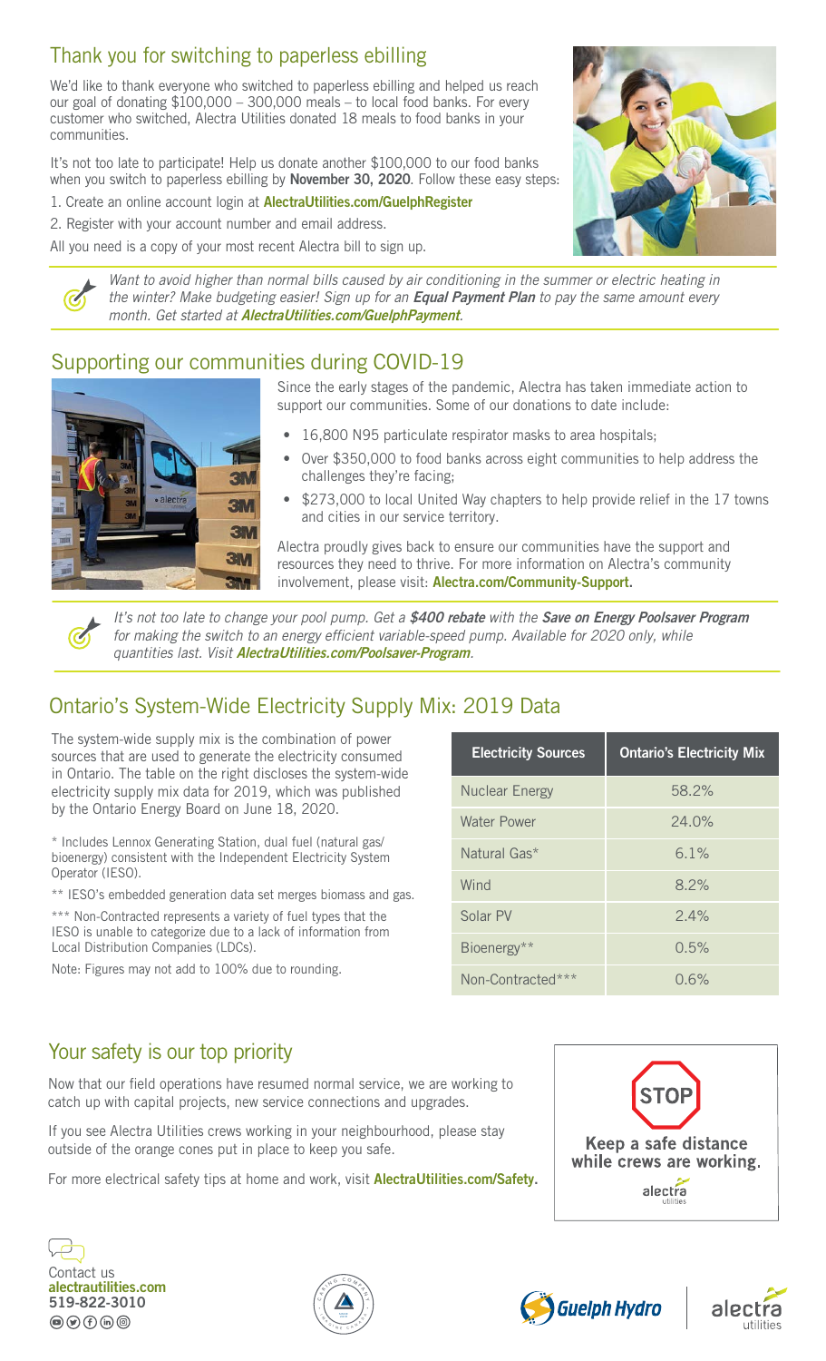## Thank you for switching to paperless ebilling

We'd like to thank everyone who switched to paperless ebilling and helped us reach our goal of donating $100,000 – 300,000 meals – to local food banks. For every customer who switched, Alectra Utilities donated 18 meals to food banks in your communities.

It's not too late to participate! Help us donate another $100,000 to our food banks when you switch to paperless ebilling by **November 30, 2020**. Follow these easy steps:

1. Create an online account login at **AlectraUtilities.com/GuelphRegister**
2. Register with your account number and email address.

All you need is a copy of your most recent Alectra bill to sign up.

*Want to avoid higher than normal bills caused by air conditioning in the summer or electric heating in the winter? Make budgeting easier! Sign up for an **Equal Payment Plan** to pay the same amount every month. Get started at **AlectraUtilities.com/GuelphPayment**.*

## Supporting our communities during COVID-19

Since the early stages of the pandemic, Alectra has taken immediate action to support our communities. Some of our donations to date include:

- 16,800 N95 particulate respirator masks to area hospitals;
- Over $350,000 to food banks across eight communities to help address the challenges they're facing;
- $273,000 to local United Way chapters to help provide relief in the 17 towns and cities in our service territory.

Alectra proudly gives back to ensure our communities have the support and resources they need to thrive. For more information on Alectra's community involvement, please visit: **Alectra.com/Community-Support.**

*It's not too late to change your pool pump. Get a **$400 rebate** with the **Save on Energy Poolsaver Program** for making the switch to an energy efficient variable-speed pump. Available for 2020 only, while quantities last. Visit **AlectraUtilities.com/Poolsaver-Program**.*

## Ontario's System-Wide Electricity Supply Mix: 2019 Data

The system-wide supply mix is the combination of power sources that are used to generate the electricity consumed in Ontario. The table on the right discloses the system-wide electricity supply mix data for 2019, which was published by the Ontario Energy Board on June 18, 2020.

| Electricity Sources | Ontario's Electricity Mix |
|---|---|
| Nuclear Energy | 58.2% |
| Water Power | 24.0% |
| Natural Gas* | 6.1% |
| Wind | 8.2% |
| Solar PV | 2.4% |
| Bioenergy** | 0.5% |
| Non-Contracted*** | 0.6% |

\* Includes Lennox Generating Station, dual fuel (natural gas/bioenergy) consistent with the Independent Electricity System Operator (IESO).

** IESO's embedded generation data set merges biomass and gas.

*** Non-Contracted represents a variety of fuel types that the IESO is unable to categorize due to a lack of information from Local Distribution Companies (LDCs).

Note: Figures may not add to 100% due to rounding.

## Your safety is our top priority

Now that our field operations have resumed normal service, we are working to catch up with capital projects, new service connections and upgrades.

If you see Alectra Utilities crews working in your neighbourhood, please stay outside of the orange cones put in place to keep you safe.

For more electrical safety tips at home and work, visit **AlectraUtilities.com/Safety.**

STOP

Keep a safe distance while crews are working.

alectra utilities

Contact us
**alectrautilities.com**
**519-822-3010**

Guelph Hydro

alectra utilities